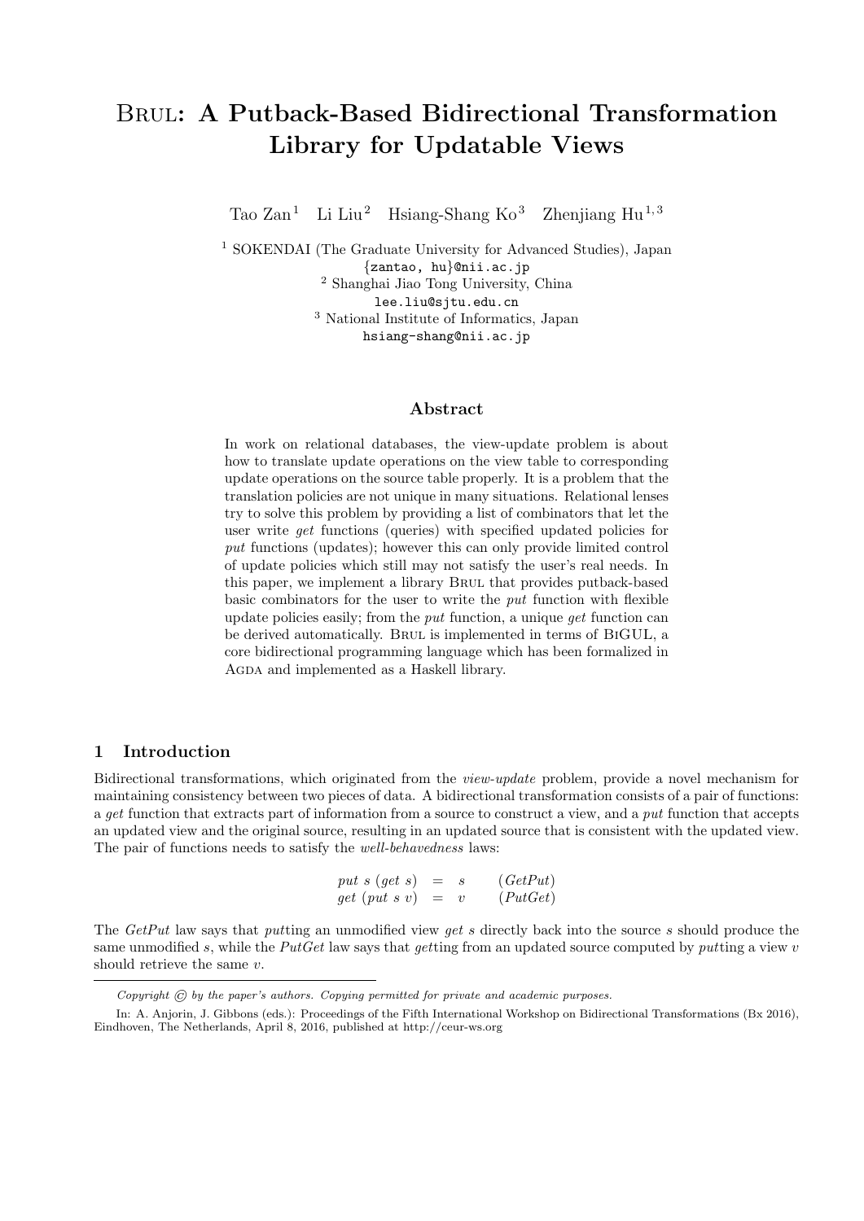# Brul: A Putback-Based Bidirectional Transformation Library for Updatable Views

Tao Zan[1] Li Liu[2] Hsiang-Shang Ko[3] Zhenjiang Hu[1,3]

[1] SOKENDAI (The Graduate University for Advanced Studies), Japan
{zantao, hu}@nii.ac.jp
[2] Shanghai Jiao Tong University, China
lee.liu@sjtu.edu.cn
[3] National Institute of Informatics, Japan
hsiang-shang@nii.ac.jp

## Abstract

In work on relational databases, the view-update problem is about how to translate update operations on the view table to corresponding update operations on the source table properly. It is a problem that the translation policies are not unique in many situations. Relational lenses try to solve this problem by providing a list of combinators that let the user write *get* functions (queries) with specified updated policies for *put* functions (updates); however this can only provide limited control of update policies which still may not satisfy the user's real needs. In this paper, we implement a library Brul that provides putback-based basic combinators for the user to write the *put* function with flexible update policies easily; from the *put* function, a unique *get* function can be derived automatically. Brul is implemented in terms of BiGUL, a core bidirectional programming language which has been formalized in Agda and implemented as a Haskell library.

## 1 Introduction

Bidirectional transformations, which originated from the *view-update* problem, provide a novel mechanism for maintaining consistency between two pieces of data. A bidirectional transformation consists of a pair of functions: a *get* function that extracts part of information from a source to construct a view, and a *put* function that accepts an updated view and the original source, resulting in an updated source that is consistent with the updated view. The pair of functions needs to satisfy the *well-behavedness* laws:

$$
\begin{array}{rcll}
put\ s\ (get\ s) & = & s & (GetPut) \\
get\ (put\ s\ v) & = & v & (PutGet)
\end{array}
$$

The *GetPut* law says that *put*ting an unmodified view *get s* directly back into the source *s* should produce the same unmodified *s*, while the *PutGet* law says that *get*ting from an updated source computed by *put*ting a view *v* should retrieve the same *v*.

*Copyright © by the paper's authors. Copying permitted for private and academic purposes.*

In: A. Anjorin, J. Gibbons (eds.): Proceedings of the Fifth International Workshop on Bidirectional Transformations (Bx 2016), Eindhoven, The Netherlands, April 8, 2016, published at http://ceur-ws.org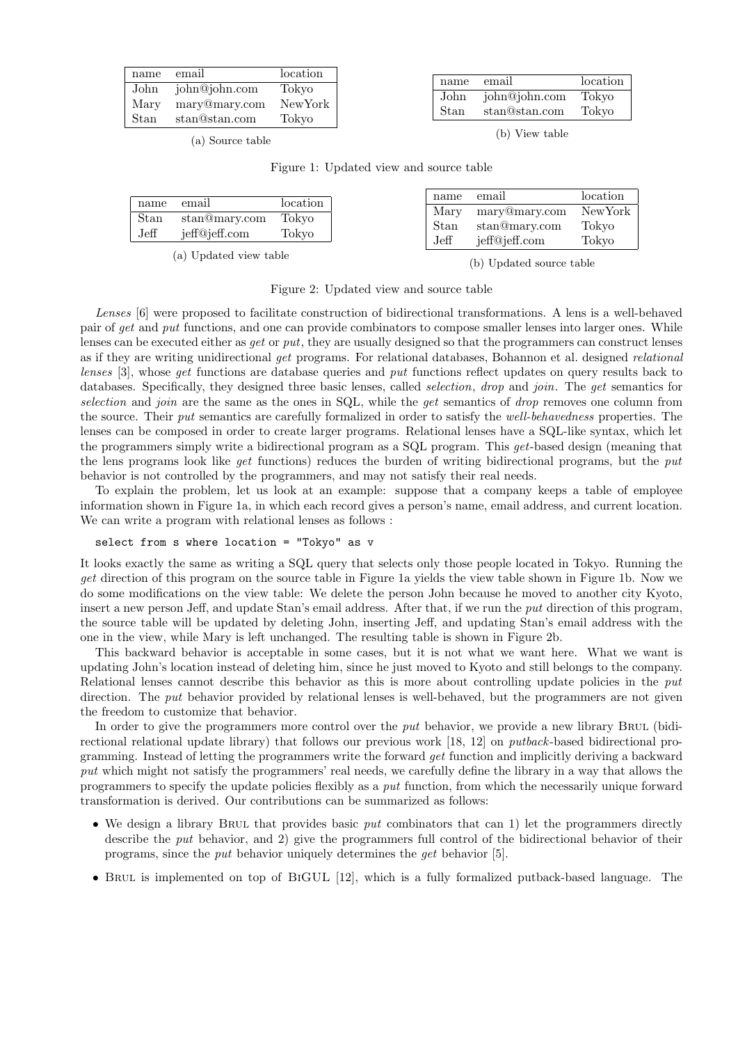| name | email | location |
| --- | --- | --- |
| John | john@john.com | Tokyo |
| Mary | mary@mary.com | NewYork |
| Stan | stan@stan.com | Tokyo |

(a) Source table

| name | email | location |
| --- | --- | --- |
| John | john@john.com | Tokyo |
| Stan | stan@stan.com | Tokyo |

(b) View table

Figure 1: Updated view and source table

| name | email | location |
| --- | --- | --- |
| Stan | stan@mary.com | Tokyo |
| Jeff | jeff@jeff.com | Tokyo |

(a) Updated view table

| name | email | location |
| --- | --- | --- |
| Mary | mary@mary.com | NewYork |
| Stan | stan@mary.com | Tokyo |
| Jeff | jeff@jeff.com | Tokyo |

(b) Updated source table

Figure 2: Updated view and source table

*Lenses* [6] were proposed to facilitate construction of bidirectional transformations. A lens is a well-behaved pair of *get* and *put* functions, and one can provide combinators to compose smaller lenses into larger ones. While lenses can be executed either as *get* or *put*, they are usually designed so that the programmers can construct lenses as if they are writing unidirectional *get* programs. For relational databases, Bohannon et al. designed *relational lenses* [3], whose *get* functions are database queries and *put* functions reflect updates on query results back to databases. Specifically, they designed three basic lenses, called *selection*, *drop* and *join*. The *get* semantics for *selection* and *join* are the same as the ones in SQL, while the *get* semantics of *drop* removes one column from the source. Their *put* semantics are carefully formalized in order to satisfy the *well-behavedness* properties. The lenses can be composed in order to create larger programs. Relational lenses have a SQL-like syntax, which let the programmers simply write a bidirectional program as a SQL program. This *get*-based design (meaning that the lens programs look like *get* functions) reduces the burden of writing bidirectional programs, but the *put* behavior is not controlled by the programmers, and may not satisfy their real needs.

To explain the problem, let us look at an example: suppose that a company keeps a table of employee information shown in Figure 1a, in which each record gives a person's name, email address, and current location. We can write a program with relational lenses as follows :

```
select from s where location = "Tokyo" as v
```

It looks exactly the same as writing a SQL query that selects only those people located in Tokyo. Running the *get* direction of this program on the source table in Figure 1a yields the view table shown in Figure 1b. Now we do some modifications on the view table: We delete the person John because he moved to another city Kyoto, insert a new person Jeff, and update Stan's email address. After that, if we run the *put* direction of this program, the source table will be updated by deleting John, inserting Jeff, and updating Stan's email address with the one in the view, while Mary is left unchanged. The resulting table is shown in Figure 2b.

This backward behavior is acceptable in some cases, but it is not what we want here. What we want is updating John's location instead of deleting him, since he just moved to Kyoto and still belongs to the company. Relational lenses cannot describe this behavior as this is more about controlling update policies in the *put* direction. The *put* behavior provided by relational lenses is well-behaved, but the programmers are not given the freedom to customize that behavior.

In order to give the programmers more control over the *put* behavior, we provide a new library Brul (bidirectional relational update library) that follows our previous work [18, 12] on *putback*-based bidirectional programming. Instead of letting the programmers write the forward *get* function and implicitly deriving a backward *put* which might not satisfy the programmers' real needs, we carefully define the library in a way that allows the programmers to specify the update policies flexibly as a *put* function, from which the necessarily unique forward transformation is derived. Our contributions can be summarized as follows:

- We design a library Brul that provides basic *put* combinators that can 1) let the programmers directly describe the *put* behavior, and 2) give the programmers full control of the bidirectional behavior of their programs, since the *put* behavior uniquely determines the *get* behavior [5].
- Brul is implemented on top of BiGUL [12], which is a fully formalized putback-based language. The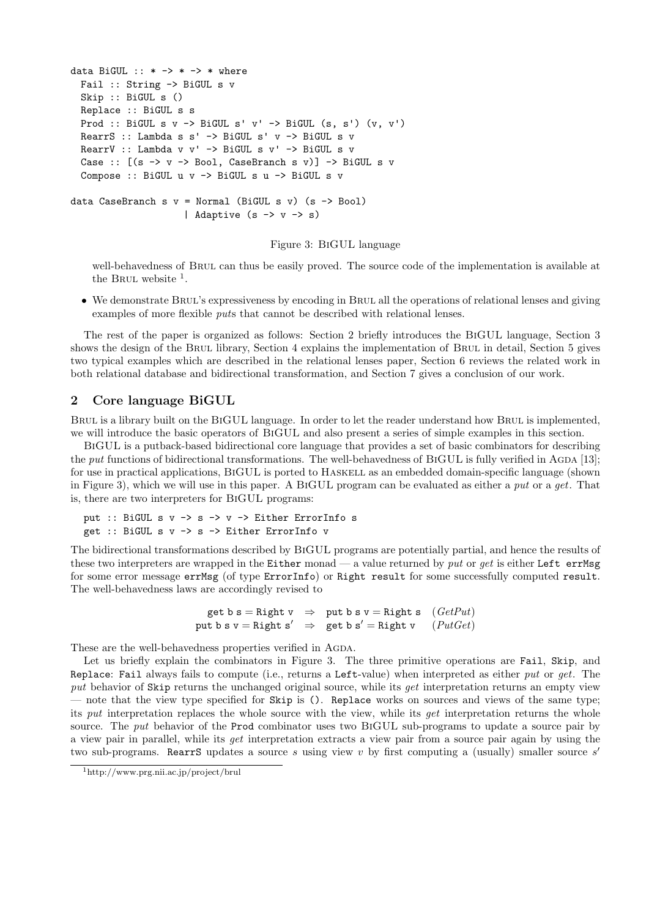```
data BiGUL :: * -> * -> * where
  Fail :: String -> BiGUL s v
  Skip :: BiGUL s ()
  Replace :: BiGUL s s
  Prod :: BiGUL s v -> BiGUL s' v' -> BiGUL (s, s') (v, v')
  RearrS :: Lambda s s' -> BiGUL s' v -> BiGUL s v
  RearrV :: Lambda v v' -> BiGUL s v' -> BiGUL s v
  Case :: [(s -> v -> Bool, CaseBranch s v)] -> BiGUL s v
  Compose :: BiGUL u v -> BiGUL s u -> BiGUL s v

data CaseBranch s v = Normal (BiGUL s v) (s -> Bool)
                    | Adaptive (s -> v -> s)
```

Figure 3: BiGUL language

well-behavedness of Brul can thus be easily proved. The source code of the implementation is available at the Brul website [1].

- We demonstrate Brul's expressiveness by encoding in Brul all the operations of relational lenses and giving examples of more flexible *put*s that cannot be described with relational lenses.

The rest of the paper is organized as follows: Section 2 briefly introduces the BiGUL language, Section 3 shows the design of the Brul library, Section 4 explains the implementation of Brul in detail, Section 5 gives two typical examples which are described in the relational lenses paper, Section 6 reviews the related work in both relational database and bidirectional transformation, and Section 7 gives a conclusion of our work.

## 2 Core language BiGUL

Brul is a library built on the BiGUL language. In order to let the reader understand how Brul is implemented, we will introduce the basic operators of BiGUL and also present a series of simple examples in this section.

BiGUL is a putback-based bidirectional core language that provides a set of basic combinators for describing the *put* functions of bidirectional transformations. The well-behavedness of BiGUL is fully verified in Agda [13]; for use in practical applications, BiGUL is ported to Haskell as an embedded domain-specific language (shown in Figure 3), which we will use in this paper. A BiGUL program can be evaluated as either a *put* or a *get*. That is, there are two interpreters for BiGUL programs:

```
put :: BiGUL s v -> s -> v -> Either ErrorInfo s
get :: BiGUL s v -> s -> Either ErrorInfo v
```

The bidirectional transformations described by BiGUL programs are potentially partial, and hence the results of these two interpreters are wrapped in the `Either` monad — a value returned by *put* or *get* is either `Left errMsg` for some error message `errMsg` (of type `ErrorInfo`) or `Right result` for some successfully computed `result`. The well-behavedness laws are accordingly revised to

$$\begin{array}{lcll} \mathtt{get\ b\ s} = \mathtt{Right\ v} & \Rightarrow & \mathtt{put\ b\ s\ v} = \mathtt{Right\ s} & (GetPut) \\ \mathtt{put\ b\ s\ v} = \mathtt{Right\ s'} & \Rightarrow & \mathtt{get\ b\ s'} = \mathtt{Right\ v} & (PutGet) \end{array}$$

These are the well-behavedness properties verified in Agda.

Let us briefly explain the combinators in Figure 3. The three primitive operations are `Fail`, `Skip`, and `Replace`: `Fail` always fails to compute (i.e., returns a `Left`-value) when interpreted as either *put* or *get*. The *put* behavior of `Skip` returns the unchanged original source, while its *get* interpretation returns an empty view — note that the view type specified for `Skip` is `()`. `Replace` works on sources and views of the same type; its *put* interpretation replaces the whole source with the view, while its *get* interpretation returns the whole source. The *put* behavior of the `Prod` combinator uses two BiGUL sub-programs to update a source pair by a view pair in parallel, while its *get* interpretation extracts a view pair from a source pair again by using the two sub-programs. `RearrS` updates a source $s$ using view $v$ by first computing a (usually) smaller source $s'$

[1] http://www.prg.nii.ac.jp/project/brul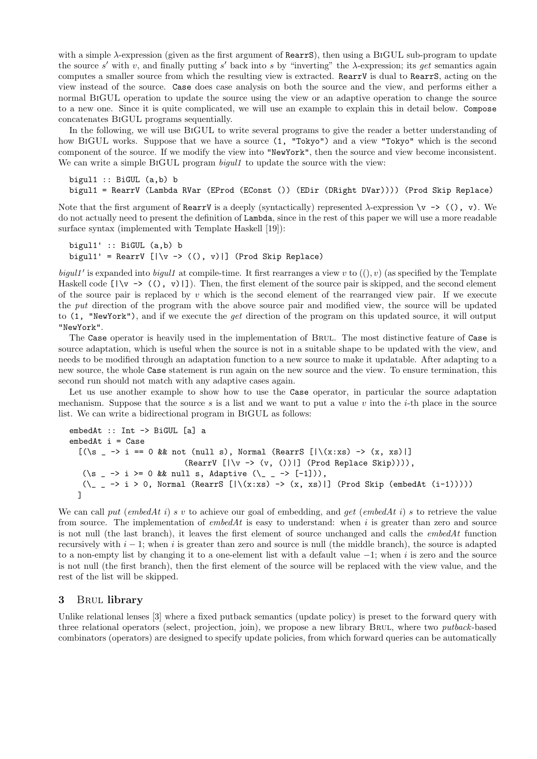with a simple $\lambda$-expression (given as the first argument of RearrS), then using a BiGUL sub-program to update the source $s'$ with $v$, and finally putting $s'$ back into $s$ by "inverting" the $\lambda$-expression; its *get* semantics again computes a smaller source from which the resulting view is extracted. RearrV is dual to RearrS, acting on the view instead of the source. Case does case analysis on both the source and the view, and performs either a normal BiGUL operation to update the source using the view or an adaptive operation to change the source to a new one. Since it is quite complicated, we will use an example to explain this in detail below. Compose concatenates BiGUL programs sequentially.

In the following, we will use BiGUL to write several programs to give the reader a better understanding of how BiGUL works. Suppose that we have a source (1, "Tokyo") and a view "Tokyo" which is the second component of the source. If we modify the view into "NewYork", then the source and view become inconsistent. We can write a simple BiGUL program *bigul1* to update the source with the view:

```
bigul1 :: BiGUL (a,b) b
bigul1 = RearrV (Lambda RVar (EProd (EConst ()) (EDir (DRight DVar)))) (Prod Skip Replace)
```

Note that the first argument of RearrV is a deeply (syntactically) represented $\lambda$-expression \v -> ((), v). We do not actually need to present the definition of Lambda, since in the rest of this paper we will use a more readable surface syntax (implemented with Template Haskell [19]):

```
bigul1' :: BiGUL (a,b) b
bigul1' = RearrV [|\v -> ((), v)|] (Prod Skip Replace)
```

*bigul1'* is expanded into *bigul1* at compile-time. It first rearranges a view $v$ to $((), v)$ (as specified by the Template Haskell code [|\v -> ((), v)|]). Then, the first element of the source pair is skipped, and the second element of the source pair is replaced by $v$ which is the second element of the rearranged view pair. If we execute the *put* direction of the program with the above source pair and modified view, the source will be updated to (1, "NewYork"), and if we execute the *get* direction of the program on this updated source, it will output "NewYork".

The Case operator is heavily used in the implementation of Brul. The most distinctive feature of Case is source adaptation, which is useful when the source is not in a suitable shape to be updated with the view, and needs to be modified through an adaptation function to a new source to make it updatable. After adapting to a new source, the whole Case statement is run again on the new source and the view. To ensure termination, this second run should not match with any adaptive cases again.

Let us use another example to show how to use the Case operator, in particular the source adaptation mechanism. Suppose that the source $s$ is a list and we want to put a value $v$ into the $i$-th place in the source list. We can write a bidirectional program in BiGUL as follows:

```
embedAt :: Int -> BiGUL [a] a
embedAt i = Case
  [(\s _ -> i == 0 && not (null s), Normal (RearrS [|\(x:xs) -> (x, xs)|]
                          (RearrV [|\v -> (v, ())|] (Prod Replace Skip)))),
   (\s _ -> i >= 0 && null s, Adaptive (\_ _ -> [-1])),
   (\_ _ -> i > 0, Normal (RearrS [|\(x:xs) -> (x, xs)|] (Prod Skip (embedAt (i-1)))))
  ]
```

We can call *put* (*embedAt* $i$) $s$ $v$ to achieve our goal of embedding, and *get* (*embedAt* $i$) $s$ to retrieve the value from source. The implementation of *embedAt* is easy to understand: when $i$ is greater than zero and source is not null (the last branch), it leaves the first element of source unchanged and calls the *embedAt* function recursively with $i-1$; when $i$ is greater than zero and source is null (the middle branch), the source is adapted to a non-empty list by changing it to a one-element list with a default value $-1$; when $i$ is zero and the source is not null (the first branch), then the first element of the source will be replaced with the view value, and the rest of the list will be skipped.

## 3 Brul library

Unlike relational lenses [3] where a fixed putback semantics (update policy) is preset to the forward query with three relational operators (select, projection, join), we propose a new library Brul, where two *putback*-based combinators (operators) are designed to specify update policies, from which forward queries can be automatically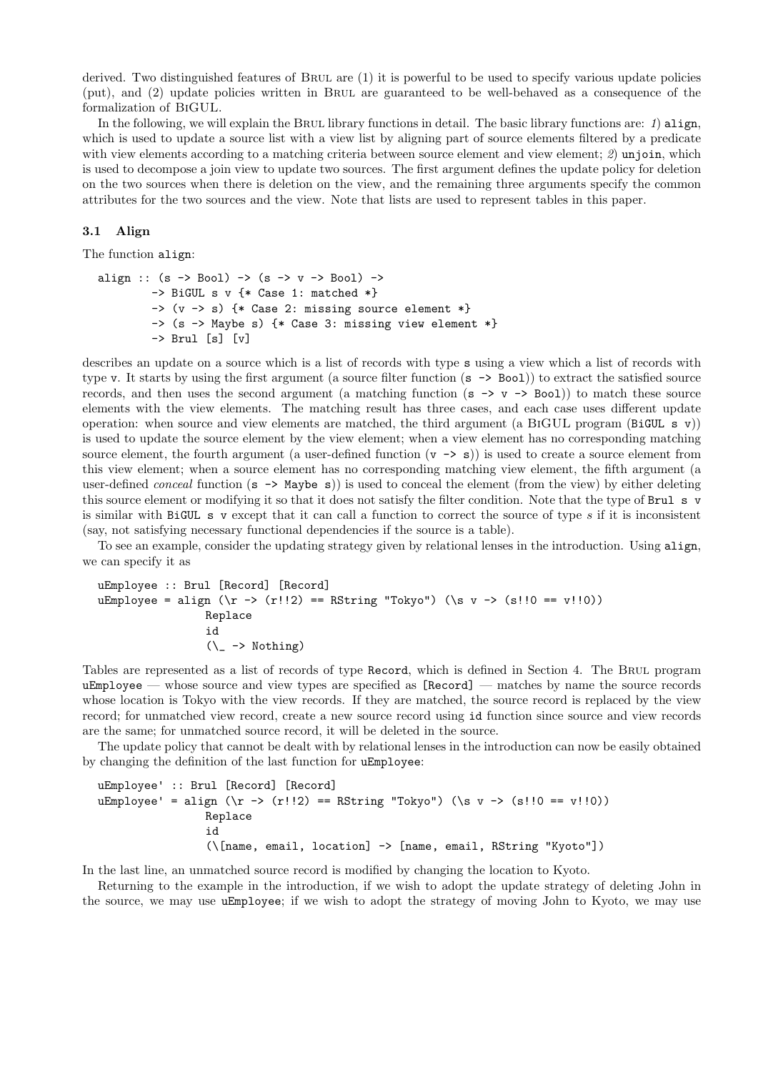derived. Two distinguished features of Brul are (1) it is powerful to be used to specify various update policies (put), and (2) update policies written in Brul are guaranteed to be well-behaved as a consequence of the formalization of BiGUL.

In the following, we will explain the Brul library functions in detail. The basic library functions are: *1)* `align`, which is used to update a source list with a view list by aligning part of source elements filtered by a predicate with view elements according to a matching criteria between source element and view element; *2)* `unjoin`, which is used to decompose a join view to update two sources. The first argument defines the update policy for deletion on the two sources when there is deletion on the view, and the remaining three arguments specify the common attributes for the two sources and the view. Note that lists are used to represent tables in this paper.

### 3.1 Align

The function `align`:

```
align :: (s -> Bool) -> (s -> v -> Bool) ->
       -> BiGUL s v {* Case 1: matched *}
       -> (v -> s) {* Case 2: missing source element *}
       -> (s -> Maybe s) {* Case 3: missing view element *}
       -> Brul [s] [v]
```

describes an update on a source which is a list of records with type `s` using a view which a list of records with type `v`. It starts by using the first argument (a source filter function (`s -> Bool`)) to extract the satisfied source records, and then uses the second argument (a matching function (`s -> v -> Bool`)) to match these source elements with the view elements. The matching result has three cases, and each case uses different update operation: when source and view elements are matched, the third argument (a BiGUL program (`BiGUL s v`)) is used to update the source element by the view element; when a view element has no corresponding matching source element, the fourth argument (a user-defined function (`v -> s`)) is used to create a source element from this view element; when a source element has no corresponding matching view element, the fifth argument (a user-defined *conceal* function (`s -> Maybe s`)) is used to conceal the element (from the view) by either deleting this source element or modifying it so that it does not satisfy the filter condition. Note that the type of `Brul s v` is similar with `BiGUL s v` except that it can call a function to correct the source of type *s* if it is inconsistent (say, not satisfying necessary functional dependencies if the source is a table).

To see an example, consider the updating strategy given by relational lenses in the introduction. Using `align`, we can specify it as

```
uEmployee :: Brul [Record] [Record]
uEmployee = align (\r -> (r!!2) == RString "Tokyo") (\s v -> (s!!0 == v!!0))
                Replace
                id
                (\_ -> Nothing)
```

Tables are represented as a list of records of type `Record`, which is defined in Section 4. The Brul program `uEmployee` — whose source and view types are specified as `[Record]` — matches by name the source records whose location is Tokyo with the view records. If they are matched, the source record is replaced by the view record; for unmatched view record, create a new source record using `id` function since source and view records are the same; for unmatched source record, it will be deleted in the source.

The update policy that cannot be dealt with by relational lenses in the introduction can now be easily obtained by changing the definition of the last function for `uEmployee`:

```
uEmployee' :: Brul [Record] [Record]
uEmployee' = align (\r -> (r!!2) == RString "Tokyo") (\s v -> (s!!0 == v!!0))
                Replace
                id
                (\[name, email, location] -> [name, email, RString "Kyoto"])
```

In the last line, an unmatched source record is modified by changing the location to Kyoto.

Returning to the example in the introduction, if we wish to adopt the update strategy of deleting John in the source, we may use `uEmployee`; if we wish to adopt the strategy of moving John to Kyoto, we may use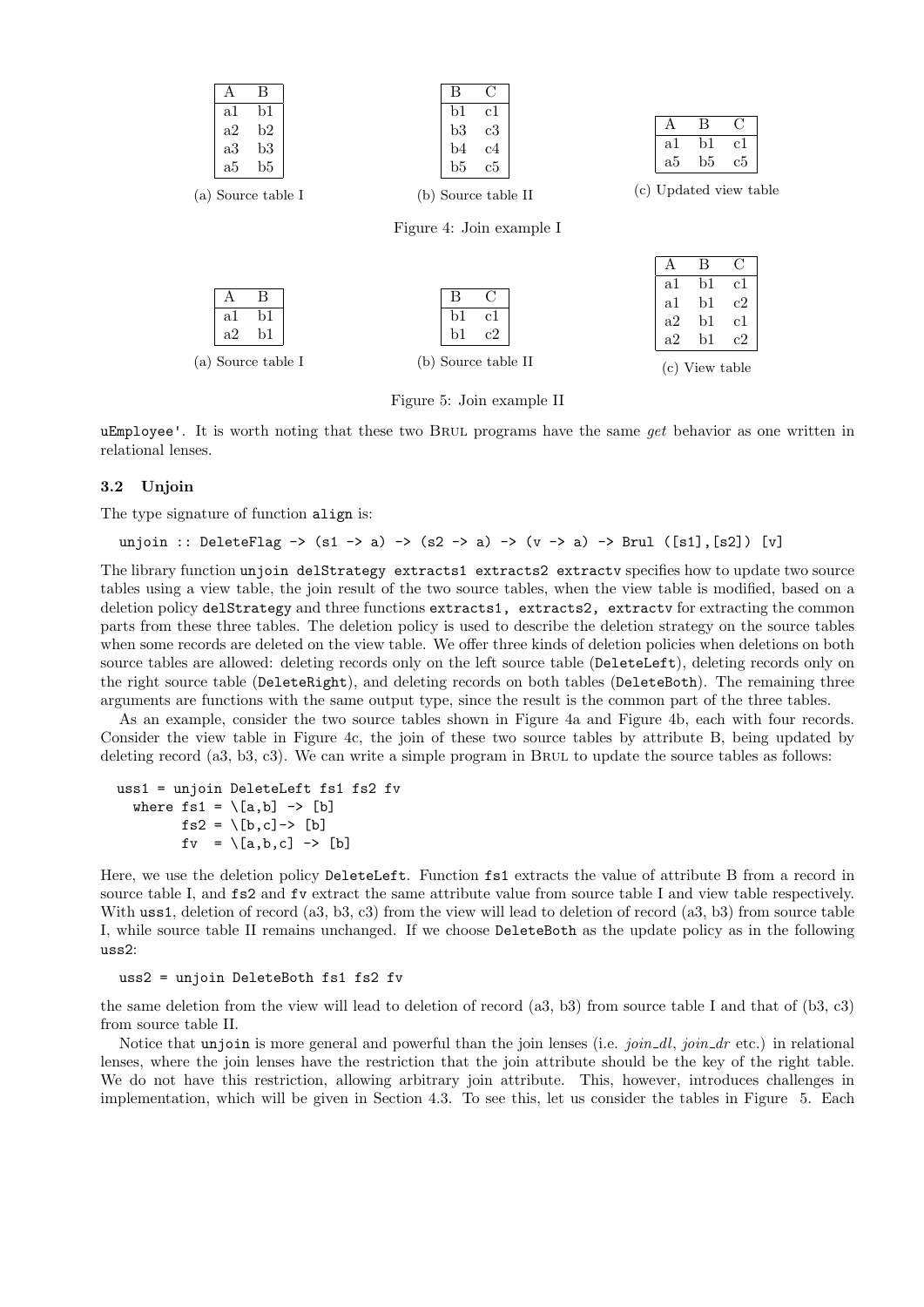| A | B |
|---|---|
| a1 | b1 |
| a2 | b2 |
| a3 | b3 |
| a5 | b5 |

(a) Source table I

| B | C |
|---|---|
| b1 | c1 |
| b3 | c3 |
| b4 | c4 |
| b5 | c5 |

(b) Source table II

| A | B | C |
|---|---|---|
| a1 | b1 | c1 |
| a5 | b5 | c5 |

(c) Updated view table

Figure 4: Join example I

| A | B |
|---|---|
| a1 | b1 |
| a2 | b1 |

(a) Source table I

| B | C |
|---|---|
| b1 | c1 |
| b1 | c2 |

(b) Source table II

| A | B | C |
|---|---|---|
| a1 | b1 | c1 |
| a1 | b1 | c2 |
| a2 | b1 | c1 |
| a2 | b1 | c2 |

(c) View table

Figure 5: Join example II

uEmployee'. It is worth noting that these two Brul programs have the same *get* behavior as one written in relational lenses.

### 3.2 Unjoin

The type signature of function align is:

```
unjoin :: DeleteFlag -> (s1 -> a) -> (s2 -> a) -> (v -> a) -> Brul ([s1],[s2]) [v]
```

The library function unjoin delStrategy extracts1 extracts2 extractv specifies how to update two source tables using a view table, the join result of the two source tables, when the view table is modified, based on a deletion policy delStrategy and three functions extracts1, extracts2, extractv for extracting the common parts from these three tables. The deletion policy is used to describe the deletion strategy on the source tables when some records are deleted on the view table. We offer three kinds of deletion policies when deletions on both source tables are allowed: deleting records only on the left source table (DeleteLeft), deleting records only on the right source table (DeleteRight), and deleting records on both tables (DeleteBoth). The remaining three arguments are functions with the same output type, since the result is the common part of the three tables.

As an example, consider the two source tables shown in Figure 4a and Figure 4b, each with four records. Consider the view table in Figure 4c, the join of these two source tables by attribute B, being updated by deleting record (a3, b3, c3). We can write a simple program in Brul to update the source tables as follows:

```
uss1 = unjoin DeleteLeft fs1 fs2 fv
  where fs1 = \[a,b] -> [b]
        fs2 = \[b,c]-> [b]
        fv  = \[a,b,c] -> [b]
```

Here, we use the deletion policy DeleteLeft. Function fs1 extracts the value of attribute B from a record in source table I, and fs2 and fv extract the same attribute value from source table I and view table respectively. With uss1, deletion of record (a3, b3, c3) from the view will lead to deletion of record (a3, b3) from source table I, while source table II remains unchanged. If we choose DeleteBoth as the update policy as in the following uss2:

```
uss2 = unjoin DeleteBoth fs1 fs2 fv
```

the same deletion from the view will lead to deletion of record (a3, b3) from source table I and that of (b3, c3) from source table II.

Notice that unjoin is more general and powerful than the join lenses (i.e. *join_dl*, *join_dr* etc.) in relational lenses, where the join lenses have the restriction that the join attribute should be the key of the right table. We do not have this restriction, allowing arbitrary join attribute. This, however, introduces challenges in implementation, which will be given in Section 4.3. To see this, let us consider the tables in Figure 5. Each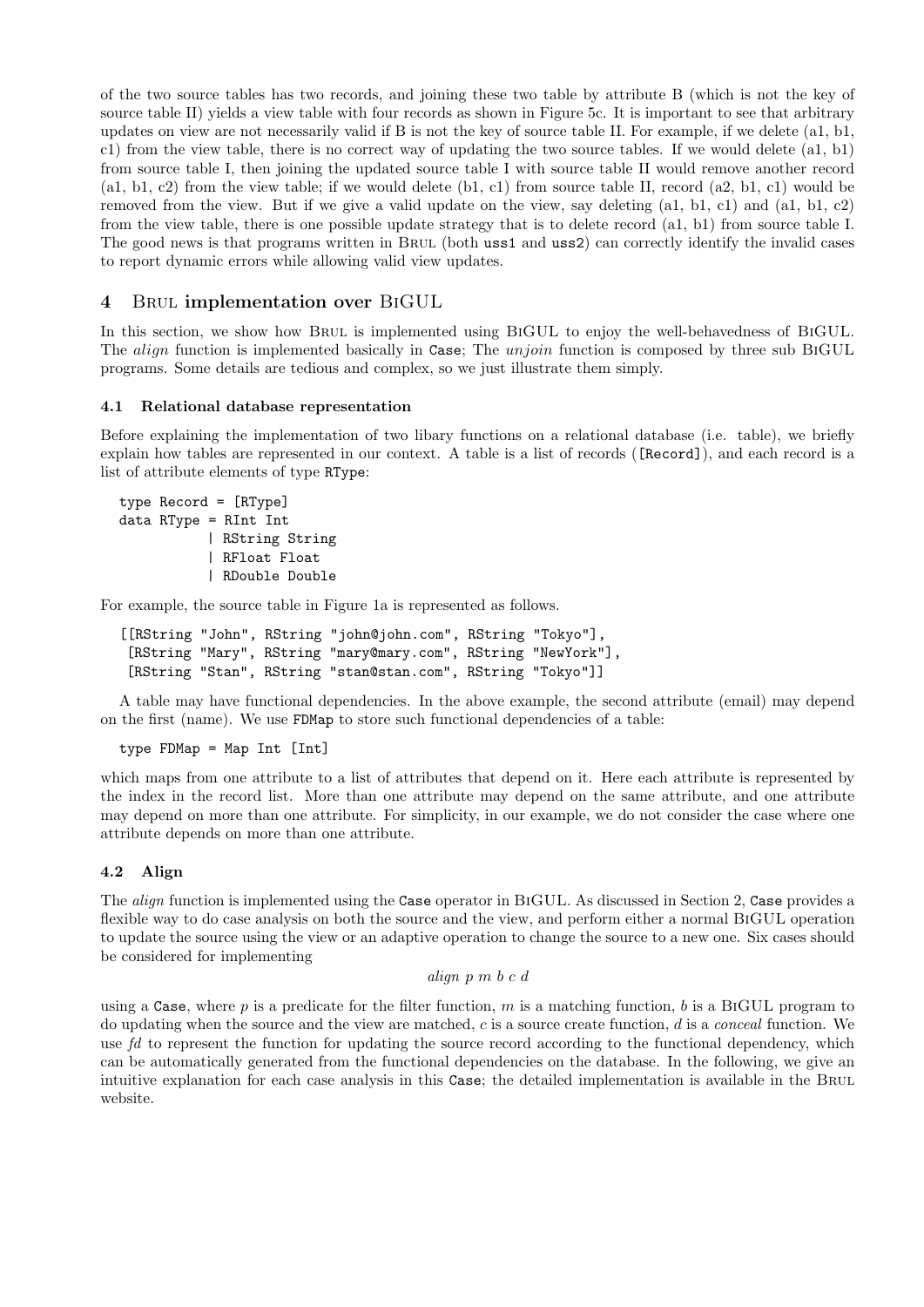of the two source tables has two records, and joining these two table by attribute B (which is not the key of source table II) yields a view table with four records as shown in Figure 5c. It is important to see that arbitrary updates on view are not necessarily valid if B is not the key of source table II. For example, if we delete (a1, b1, c1) from the view table, there is no correct way of updating the two source tables. If we would delete (a1, b1) from source table I, then joining the updated source table I with source table II would remove another record (a1, b1, c2) from the view table; if we would delete (b1, c1) from source table II, record (a2, b1, c1) would be removed from the view. But if we give a valid update on the view, say deleting (a1, b1, c1) and (a1, b1, c2) from the view table, there is one possible update strategy that is to delete record (a1, b1) from source table I. The good news is that programs written in Brul (both `uss1` and `uss2`) can correctly identify the invalid cases to report dynamic errors while allowing valid view updates.

## 4 Brul implementation over BiGUL

In this section, we show how Brul is implemented using BiGUL to enjoy the well-behavedness of BiGUL. The *align* function is implemented basically in `Case`; The *unjoin* function is composed by three sub BiGUL programs. Some details are tedious and complex, so we just illustrate them simply.

### 4.1 Relational database representation

Before explaining the implementation of two libary functions on a relational database (i.e. table), we briefly explain how tables are represented in our context. A table is a list of records (`[Record]`), and each record is a list of attribute elements of type `RType`:

```
type Record = [RType]
data RType = RInt Int
           | RString String
           | RFloat Float
           | RDouble Double
```

For example, the source table in Figure 1a is represented as follows.

```
[[RString "John", RString "john@john.com", RString "Tokyo"],
 [RString "Mary", RString "mary@mary.com", RString "NewYork"],
 [RString "Stan", RString "stan@stan.com", RString "Tokyo"]]
```

A table may have functional dependencies. In the above example, the second attribute (email) may depend on the first (name). We use `FDMap` to store such functional dependencies of a table:

```
type FDMap = Map Int [Int]
```

which maps from one attribute to a list of attributes that depend on it. Here each attribute is represented by the index in the record list. More than one attribute may depend on the same attribute, and one attribute may depend on more than one attribute. For simplicity, in our example, we do not consider the case where one attribute depends on more than one attribute.

### 4.2 Align

The *align* function is implemented using the `Case` operator in BiGUL. As discussed in Section 2, `Case` provides a flexible way to do case analysis on both the source and the view, and perform either a normal BiGUL operation to update the source using the view or an adaptive operation to change the source to a new one. Six cases should be considered for implementing

$$align\ p\ m\ b\ c\ d$$

using a `Case`, where $p$ is a predicate for the filter function, $m$ is a matching function, $b$ is a BiGUL program to do updating when the source and the view are matched, $c$ is a source create function, $d$ is a *conceal* function. We use $fd$ to represent the function for updating the source record according to the functional dependency, which can be automatically generated from the functional dependencies on the database. In the following, we give an intuitive explanation for each case analysis in this `Case`; the detailed implementation is available in the Brul website.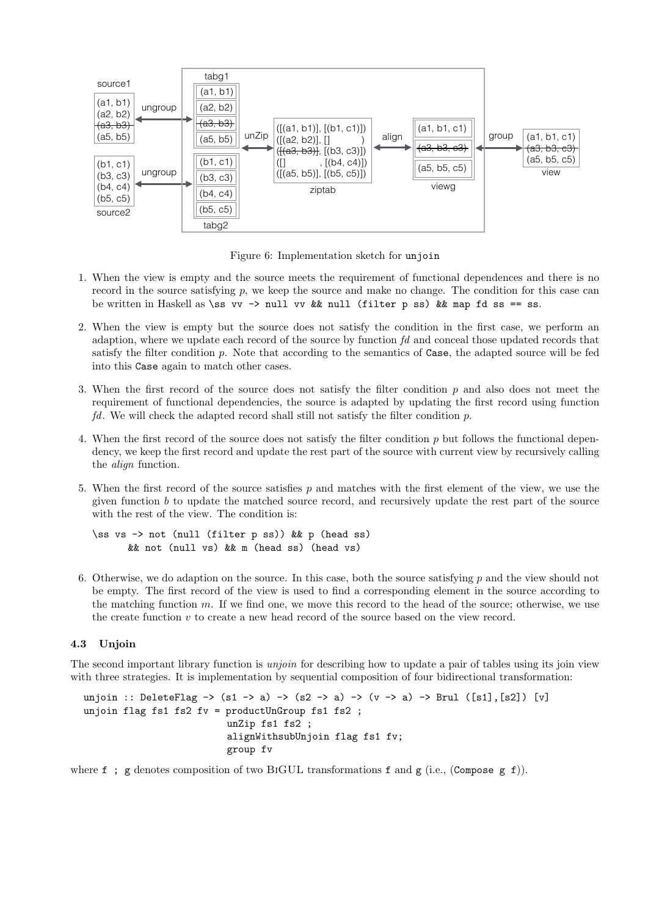Figure 6: Implementation sketch for `unjoin`

1. When the view is empty and the source meets the requirement of functional dependences and there is no record in the source satisfying $p$, we keep the source and make no change. The condition for this case can be written in Haskell as `\ss vv -> null vv && null (filter p ss) && map fd ss == ss`.

2. When the view is empty but the source does not satisfy the condition in the first case, we perform an adaption, where we update each record of the source by function *fd* and conceal those updated records that satisfy the filter condition $p$. Note that according to the semantics of `Case`, the adapted source will be fed into this `Case` again to match other cases.

3. When the first record of the source does not satisfy the filter condition $p$ and also does not meet the requirement of functional dependencies, the source is adapted by updating the first record using function *fd*. We will check the adapted record shall still not satisfy the filter condition $p$.

4. When the first record of the source does not satisfy the filter condition $p$ but follows the functional dependency, we keep the first record and update the rest part of the source with current view by recursively calling the *align* function.

5. When the first record of the source satisfies $p$ and matches with the first element of the view, we use the given function $b$ to update the matched source record, and recursively update the rest part of the source with the rest of the view. The condition is:

```
\ss vs -> not (null (filter p ss)) && p (head ss)
       && not (null vs) && m (head ss) (head vs)
```

6. Otherwise, we do adaption on the source. In this case, both the source satisfying $p$ and the view should not be empty. The first record of the view is used to find a corresponding element in the source according to the matching function $m$. If we find one, we move this record to the head of the source; otherwise, we use the create function $v$ to create a new head record of the source based on the view record.

### 4.3 Unjoin

The second important library function is *unjoin* for describing how to update a pair of tables using its join view with three strategies. It is implementation by sequential composition of four bidirectional transformation:

```
unjoin :: DeleteFlag -> (s1 -> a) -> (s2 -> a) -> (v -> a) -> BrUl ([s1],[s2]) [v]
unjoin flag fs1 fs2 fv = productUnGroup fs1 fs2 ;
                         unZip fs1 fs2 ;
                         alignWithsubUnjoin flag fs1 fv;
                         group fv
```

where `f ; g` denotes composition of two BiGUL transformations `f` and `g` (i.e., (`Compose g f`)).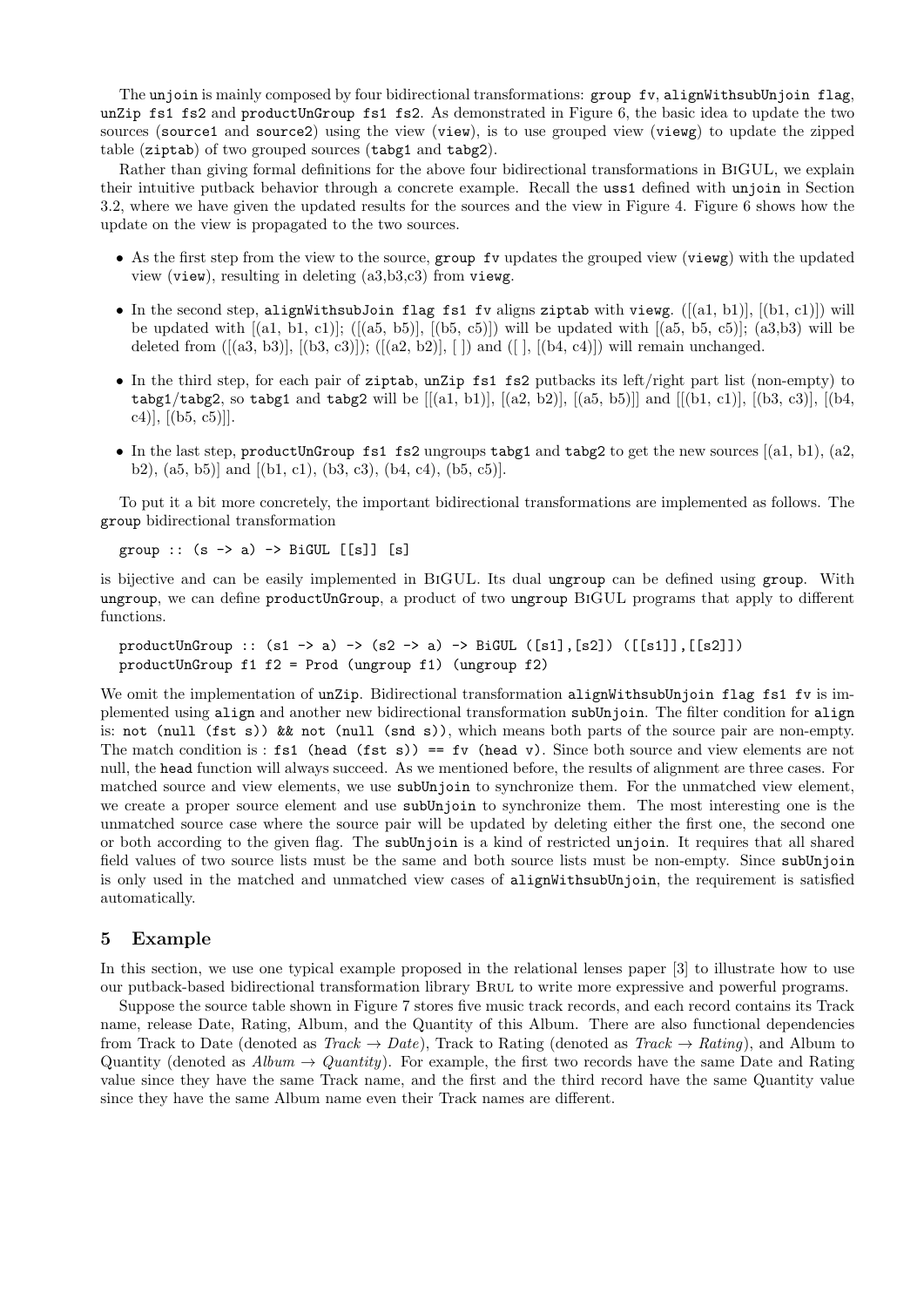The unjoin is mainly composed by four bidirectional transformations: `group fv`, `alignWithsubUnjoin flag`, `unZip fs1 fs2` and `productUnGroup fs1 fs2`. As demonstrated in Figure 6, the basic idea to update the two sources (`source1` and `source2`) using the view (`view`), is to use grouped view (`viewg`) to update the zipped table (`ziptab`) of two grouped sources (`tabg1` and `tabg2`).

Rather than giving formal definitions for the above four bidirectional transformations in BiGUL, we explain their intuitive putback behavior through a concrete example. Recall the `uss1` defined with `unjoin` in Section 3.2, where we have given the updated results for the sources and the view in Figure 4. Figure 6 shows how the update on the view is propagated to the two sources.

- As the first step from the view to the source, `group fv` updates the grouped view (`viewg`) with the updated view (`view`), resulting in deleting (a3,b3,c3) from `viewg`.
- In the second step, `alignWithsubJoin flag fs1 fv` aligns `ziptab` with `viewg`. ([(a1, b1)], [(b1, c1)]) will be updated with [(a1, b1, c1)]; ([(a5, b5)], [(b5, c5)]) will be updated with [(a5, b5, c5)]; (a3,b3) will be deleted from ([(a3, b3)], [(b3, c3)]); ([(a2, b2)], [ ]) and ([ ], [(b4, c4)]) will remain unchanged.
- In the third step, for each pair of `ziptab`, `unZip fs1 fs2` putbacks its left/right part list (non-empty) to `tabg1`/`tabg2`, so `tabg1` and `tabg2` will be [[(a1, b1)], [(a2, b2)], [(a5, b5)]] and [[(b1, c1)], [(b3, c3)], [(b4, c4)], [(b5, c5)]].
- In the last step, `productUnGroup fs1 fs2` ungroups `tabg1` and `tabg2` to get the new sources [(a1, b1), (a2, b2), (a5, b5)] and [(b1, c1), (b3, c3), (b4, c4), (b5, c5)].

To put it a bit more concretely, the important bidirectional transformations are implemented as follows. The `group` bidirectional transformation

```
group :: (s -> a) -> BiGUL [[s]] [s]
```

is bijective and can be easily implemented in BiGUL. Its dual `ungroup` can be defined using `group`. With `ungroup`, we can define `productUnGroup`, a product of two `ungroup` BiGUL programs that apply to different functions.

```
productUnGroup :: (s1 -> a) -> (s2 -> a) -> BiGUL ([s1],[s2]) ([[s1]],[[s2]])
productUnGroup f1 f2 = Prod (ungroup f1) (ungroup f2)
```

We omit the implementation of `unZip`. Bidirectional transformation `alignWithsubUnjoin flag fs1 fv` is implemented using `align` and another new bidirectional transformation `subUnjoin`. The filter condition for `align` is: `not (null (fst s)) && not (null (snd s))`, which means both parts of the source pair are non-empty. The match condition is : `fs1 (head (fst s)) == fv (head v)`. Since both source and view elements are not null, the `head` function will always succeed. As we mentioned before, the results of alignment are three cases. For matched source and view elements, we use `subUnjoin` to synchronize them. For the unmatched view element, we create a proper source element and use `subUnjoin` to synchronize them. The most interesting one is the unmatched source case where the source pair will be updated by deleting either the first one, the second one or both according to the given flag. The `subUnjoin` is a kind of restricted `unjoin`. It requires that all shared field values of two source lists must be the same and both source lists must be non-empty. Since `subUnjoin` is only used in the matched and unmatched view cases of `alignWithsubUnjoin`, the requirement is satisfied automatically.

## 5 Example

In this section, we use one typical example proposed in the relational lenses paper [3] to illustrate how to use our putback-based bidirectional transformation library Brul to write more expressive and powerful programs.

Suppose the source table shown in Figure 7 stores five music track records, and each record contains its Track name, release Date, Rating, Album, and the Quantity of this Album. There are also functional dependencies from Track to Date (denoted as $Track \to Date$), Track to Rating (denoted as $Track \to Rating$), and Album to Quantity (denoted as $Album \to Quantity$). For example, the first two records have the same Date and Rating value since they have the same Track name, and the first and the third record have the same Quantity value since they have the same Album name even their Track names are different.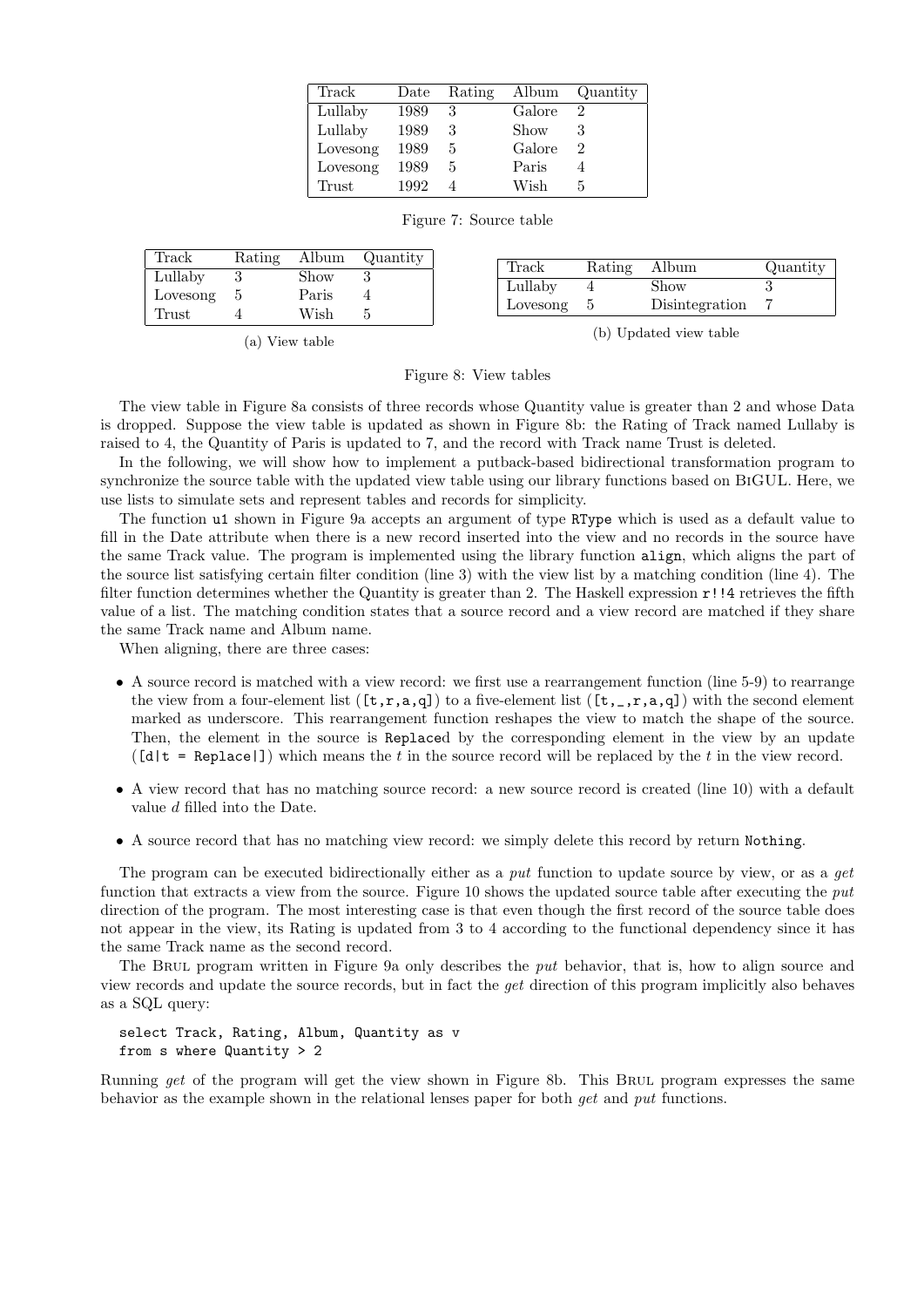| Track | Date | Rating | Album | Quantity |
|---|---|---|---|---|
| Lullaby | 1989 | 3 | Galore | 2 |
| Lullaby | 1989 | 3 | Show | 3 |
| Lovesong | 1989 | 5 | Galore | 2 |
| Lovesong | 1989 | 5 | Paris | 4 |
| Trust | 1992 | 4 | Wish | 5 |

Figure 7: Source table

| Track | Rating | Album | Quantity |
|---|---|---|---|
| Lullaby | 3 | Show | 3 |
| Lovesong | 5 | Paris | 4 |
| Trust | 4 | Wish | 5 |

(a) View table

| Track | Rating | Album | Quantity |
|---|---|---|---|
| Lullaby | 4 | Show | 3 |
| Lovesong | 5 | Disintegration | 7 |

(b) Updated view table

Figure 8: View tables

The view table in Figure 8a consists of three records whose Quantity value is greater than 2 and whose Data is dropped. Suppose the view table is updated as shown in Figure 8b: the Rating of Track named Lullaby is raised to 4, the Quantity of Paris is updated to 7, and the record with Track name Trust is deleted.

In the following, we will show how to implement a putback-based bidirectional transformation program to synchronize the source table with the updated view table using our library functions based on BiGUL. Here, we use lists to simulate sets and represent tables and records for simplicity.

The function `u1` shown in Figure 9a accepts an argument of type `RType` which is used as a default value to fill in the Date attribute when there is a new record inserted into the view and no records in the source have the same Track value. The program is implemented using the library function `align`, which aligns the part of the source list satisfying certain filter condition (line 3) with the view list by a matching condition (line 4). The filter function determines whether the Quantity is greater than 2. The Haskell expression `r!!4` retrieves the fifth value of a list. The matching condition states that a source record and a view record are matched if they share the same Track name and Album name.

When aligning, there are three cases:

- A source record is matched with a view record: we first use a rearrangement function (line 5-9) to rearrange the view from a four-element list (`[t,r,a,q]`) to a five-element list (`[t,_,r,a,q]`) with the second element marked as underscore. This rearrangement function reshapes the view to match the shape of the source. Then, the element in the source is `Replace`d by the corresponding element in the view by an update (`[d|t = Replace|]`) which means the *t* in the source record will be replaced by the *t* in the view record.
- A view record that has no matching source record: a new source record is created (line 10) with a default value *d* filled into the Date.
- A source record that has no matching view record: we simply delete this record by return `Nothing`.

The program can be executed bidirectionally either as a *put* function to update source by view, or as a *get* function that extracts a view from the source. Figure 10 shows the updated source table after executing the *put* direction of the program. The most interesting case is that even though the first record of the source table does not appear in the view, its Rating is updated from 3 to 4 according to the functional dependency since it has the same Track name as the second record.

The Brul program written in Figure 9a only describes the *put* behavior, that is, how to align source and view records and update the source records, but in fact the *get* direction of this program implicitly also behaves as a SQL query:

```
select Track, Rating, Album, Quantity as v
from s where Quantity > 2
```

Running *get* of the program will get the view shown in Figure 8b. This Brul program expresses the same behavior as the example shown in the relational lenses paper for both *get* and *put* functions.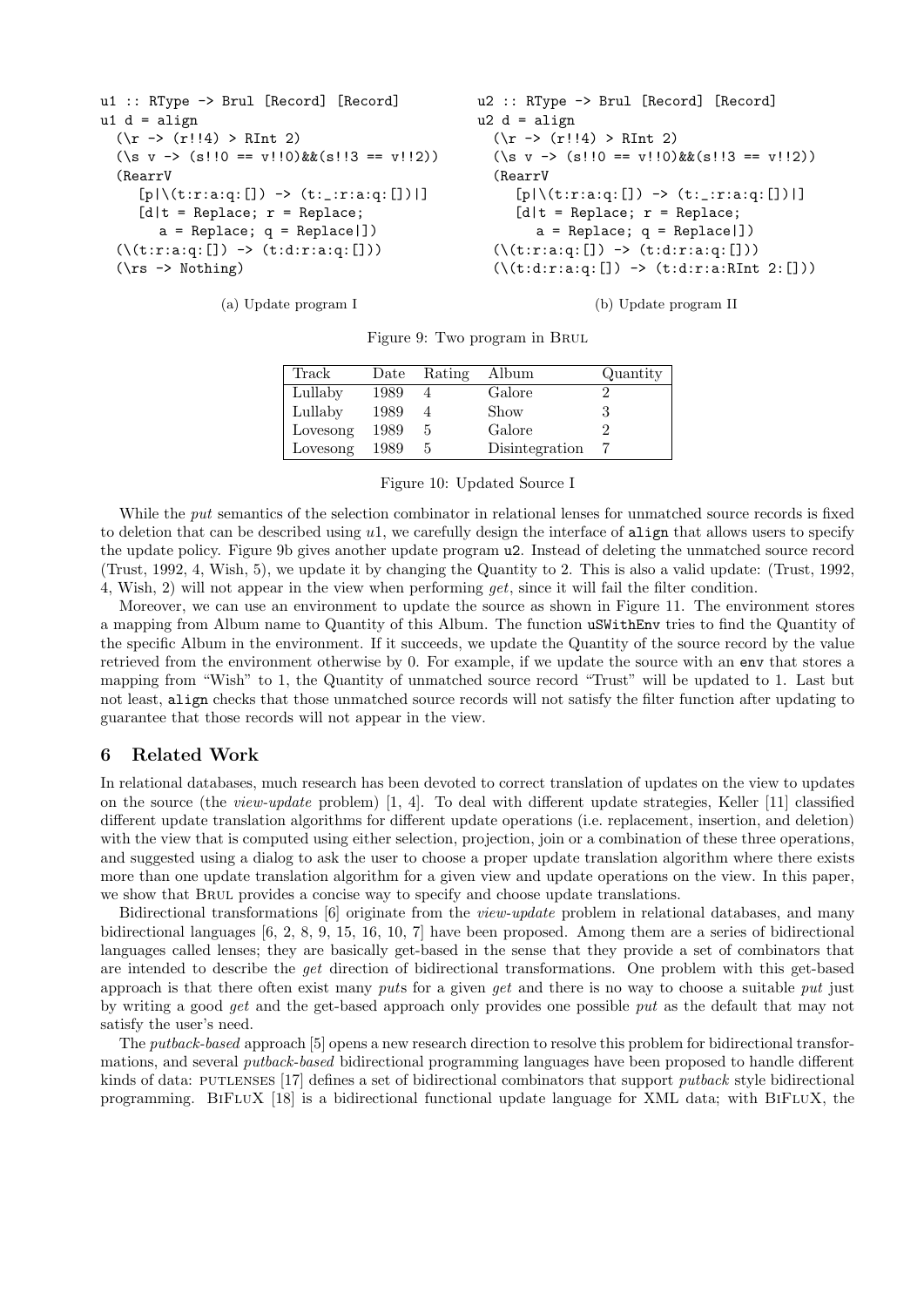```
u1 :: RType -> Brul [Record] [Record]
u1 d = align
  (\r -> (r!!4) > RInt 2)
  (\s v -> (s!!0 == v!!0)&&(s!!3 == v!!2))
  (RearrV
     [p|\(t:r:a:q:[]) -> (t:_:r:a:q:[])|]
     [d|t = Replace; r = Replace;
        a = Replace; q = Replace|])
  (\(t:r:a:q:[]) -> (t:d:r:a:q:[]))
  (\rs -> Nothing)
```

(a) Update program I

```
u2 :: RType -> Brul [Record] [Record]
u2 d = align
  (\r -> (r!!4) > RInt 2)
  (\s v -> (s!!0 == v!!0)&&(s!!3 == v!!2))
  (RearrV
     [p|\(t:r:a:q:[]) -> (t:_:r:a:q:[])|]
     [d|t = Replace; r = Replace;
        a = Replace; q = Replace|])
  (\(t:r:a:q:[]) -> (t:d:r:a:q:[]))
  (\(t:d:r:a:q:[]) -> (t:d:r:a:RInt 2:[]))
```

(b) Update program II

Figure 9: Two program in Brul

| Track | Date | Rating | Album | Quantity |
|---|---|---|---|---|
| Lullaby | 1989 | 4 | Galore | 2 |
| Lullaby | 1989 | 4 | Show | 3 |
| Lovesong | 1989 | 5 | Galore | 2 |
| Lovesong | 1989 | 5 | Disintegration | 7 |

Figure 10: Updated Source I

While the *put* semantics of the selection combinator in relational lenses for unmatched source records is fixed to deletion that can be described using *u*1, we carefully design the interface of `align` that allows users to specify the update policy. Figure 9b gives another update program `u2`. Instead of deleting the unmatched source record (Trust, 1992, 4, Wish, 5), we update it by changing the Quantity to 2. This is also a valid update: (Trust, 1992, 4, Wish, 2) will not appear in the view when performing *get*, since it will fail the filter condition.

Moreover, we can use an environment to update the source as shown in Figure 11. The environment stores a mapping from Album name to Quantity of this Album. The function `uSWithEnv` tries to find the Quantity of the specific Album in the environment. If it succeeds, we update the Quantity of the source record by the value retrieved from the environment otherwise by 0. For example, if we update the source with an `env` that stores a mapping from "Wish" to 1, the Quantity of unmatched source record "Trust" will be updated to 1. Last but not least, `align` checks that those unmatched source records will not satisfy the filter function after updating to guarantee that those records will not appear in the view.

## 6 Related Work

In relational databases, much research has been devoted to correct translation of updates on the view to updates on the source (the *view-update* problem) [1, 4]. To deal with different update strategies, Keller [11] classified different update translation algorithms for different update operations (i.e. replacement, insertion, and deletion) with the view that is computed using either selection, projection, join or a combination of these three operations, and suggested using a dialog to ask the user to choose a proper update translation algorithm where there exists more than one update translation algorithm for a given view and update operations on the view. In this paper, we show that Brul provides a concise way to specify and choose update translations.

Bidirectional transformations [6] originate from the *view-update* problem in relational databases, and many bidirectional languages [6, 2, 8, 9, 15, 16, 10, 7] have been proposed. Among them are a series of bidirectional languages called lenses; they are basically get-based in the sense that they provide a set of combinators that are intended to describe the *get* direction of bidirectional transformations. One problem with this get-based approach is that there often exist many *put*s for a given *get* and there is no way to choose a suitable *put* just by writing a good *get* and the get-based approach only provides one possible *put* as the default that may not satisfy the user's need.

The *putback-based* approach [5] opens a new research direction to resolve this problem for bidirectional transformations, and several *putback-based* bidirectional programming languages have been proposed to handle different kinds of data: putlenses [17] defines a set of bidirectional combinators that support *putback* style bidirectional programming. BiFluX [18] is a bidirectional functional update language for XML data; with BiFluX, the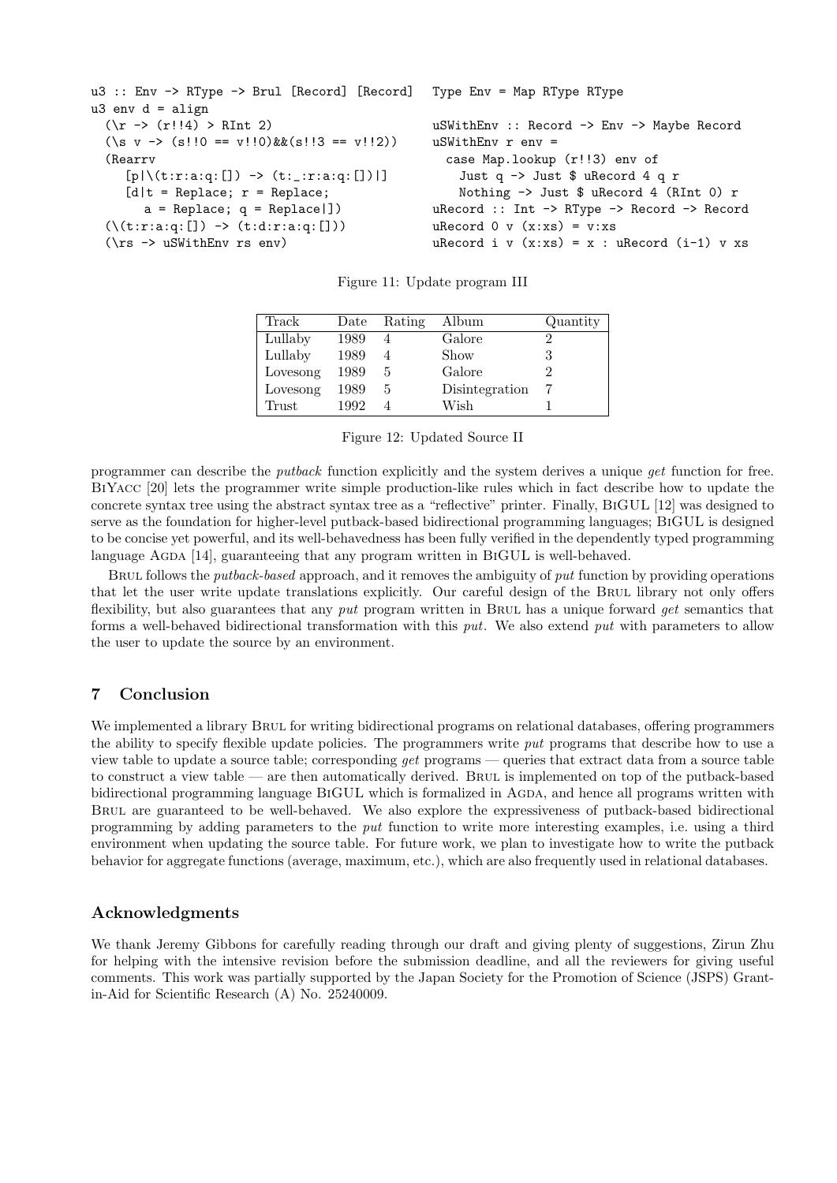```
u3 :: Env -> RType -> Brul [Record] [Record]
u3 env d = align
  (\r -> (r!!4) > RInt 2)
  (\s v -> (s!!0 == v!!0)&&(s!!3 == v!!2))
  (Rearrv
     [p|\(t:r:a:q:[]) -> (t:_:r:a:q:[])|]
     [d|t = Replace; r = Replace;
        a = Replace; q = Replace|])
  (\(t:r:a:q:[]) -> (t:d:r:a:q:[]))
  (\rs -> uSWithEnv rs env)
```

```
Type Env = Map RType RType

uSWithEnv :: Record -> Env -> Maybe Record
uSWithEnv r env =
  case Map.lookup (r!!3) env of
    Just q -> Just $ uRecord 4 q r
    Nothing -> Just $ uRecord 4 (RInt 0) r
uRecord :: Int -> RType -> Record -> Record
uRecord 0 v (x:xs) = v:xs
uRecord i v (x:xs) = x : uRecord (i-1) v xs
```

Figure 11: Update program III

| Track | Date | Rating | Album | Quantity |
|---|---|---|---|---|
| Lullaby | 1989 | 4 | Galore | 2 |
| Lullaby | 1989 | 4 | Show | 3 |
| Lovesong | 1989 | 5 | Galore | 2 |
| Lovesong | 1989 | 5 | Disintegration | 7 |
| Trust | 1992 | 4 | Wish | 1 |

Figure 12: Updated Source II

programmer can describe the *putback* function explicitly and the system derives a unique *get* function for free. BiYacc [20] lets the programmer write simple production-like rules which in fact describe how to update the concrete syntax tree using the abstract syntax tree as a "reflective" printer. Finally, BiGUL [12] was designed to serve as the foundation for higher-level putback-based bidirectional programming languages; BiGUL is designed to be concise yet powerful, and its well-behavedness has been fully verified in the dependently typed programming language Agda [14], guaranteeing that any program written in BiGUL is well-behaved.

Brul follows the *putback-based* approach, and it removes the ambiguity of *put* function by providing operations that let the user write update translations explicitly. Our careful design of the Brul library not only offers flexibility, but also guarantees that any *put* program written in Brul has a unique forward *get* semantics that forms a well-behaved bidirectional transformation with this *put*. We also extend *put* with parameters to allow the user to update the source by an environment.

## 7 Conclusion

We implemented a library Brul for writing bidirectional programs on relational databases, offering programmers the ability to specify flexible update policies. The programmers write *put* programs that describe how to use a view table to update a source table; corresponding *get* programs — queries that extract data from a source table to construct a view table — are then automatically derived. Brul is implemented on top of the putback-based bidirectional programming language BiGUL which is formalized in Agda, and hence all programs written with Brul are guaranteed to be well-behaved. We also explore the expressiveness of putback-based bidirectional programming by adding parameters to the *put* function to write more interesting examples, i.e. using a third environment when updating the source table. For future work, we plan to investigate how to write the putback behavior for aggregate functions (average, maximum, etc.), which are also frequently used in relational databases.

## Acknowledgments

We thank Jeremy Gibbons for carefully reading through our draft and giving plenty of suggestions, Zirun Zhu for helping with the intensive revision before the submission deadline, and all the reviewers for giving useful comments. This work was partially supported by the Japan Society for the Promotion of Science (JSPS) Grant-in-Aid for Scientific Research (A) No. 25240009.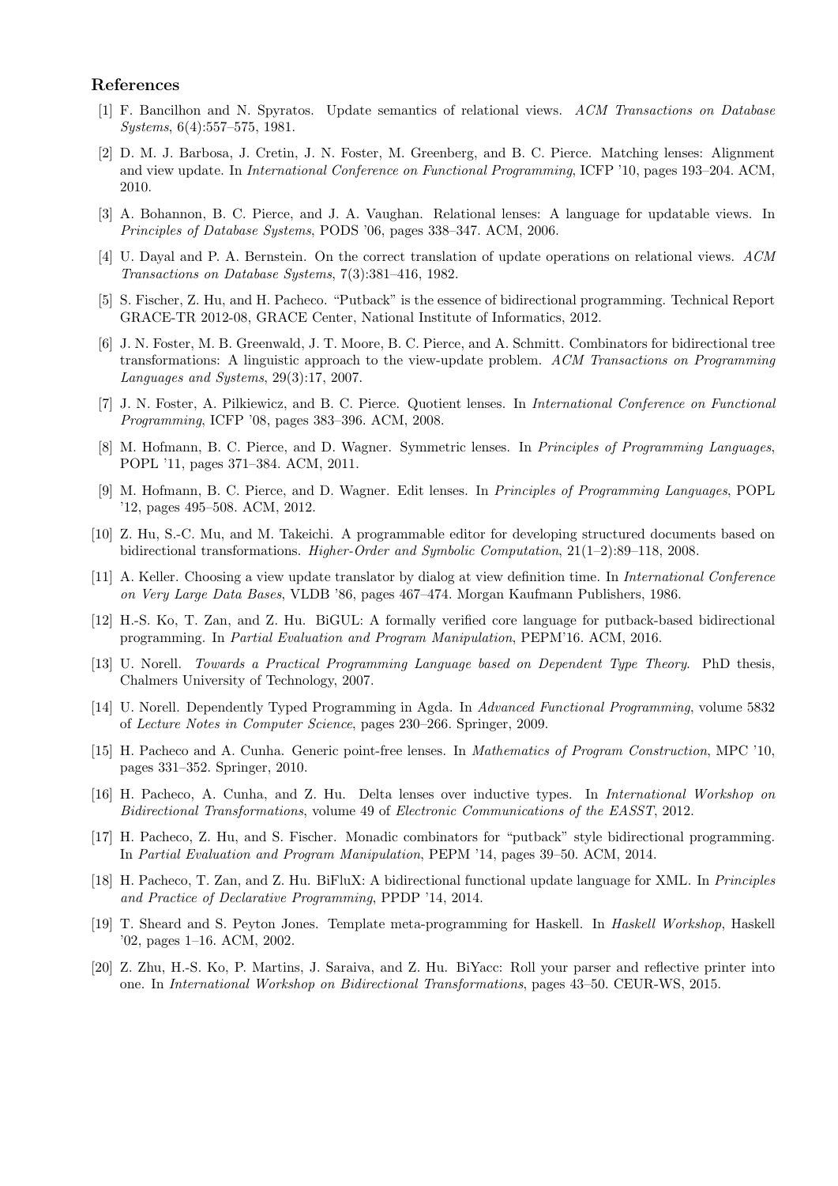## References

[1] F. Bancilhon and N. Spyratos. Update semantics of relational views. *ACM Transactions on Database Systems*, 6(4):557–575, 1981.

[2] D. M. J. Barbosa, J. Cretin, J. N. Foster, M. Greenberg, and B. C. Pierce. Matching lenses: Alignment and view update. In *International Conference on Functional Programming*, ICFP '10, pages 193–204. ACM, 2010.

[3] A. Bohannon, B. C. Pierce, and J. A. Vaughan. Relational lenses: A language for updatable views. In *Principles of Database Systems*, PODS '06, pages 338–347. ACM, 2006.

[4] U. Dayal and P. A. Bernstein. On the correct translation of update operations on relational views. *ACM Transactions on Database Systems*, 7(3):381–416, 1982.

[5] S. Fischer, Z. Hu, and H. Pacheco. "Putback" is the essence of bidirectional programming. Technical Report GRACE-TR 2012-08, GRACE Center, National Institute of Informatics, 2012.

[6] J. N. Foster, M. B. Greenwald, J. T. Moore, B. C. Pierce, and A. Schmitt. Combinators for bidirectional tree transformations: A linguistic approach to the view-update problem. *ACM Transactions on Programming Languages and Systems*, 29(3):17, 2007.

[7] J. N. Foster, A. Pilkiewicz, and B. C. Pierce. Quotient lenses. In *International Conference on Functional Programming*, ICFP '08, pages 383–396. ACM, 2008.

[8] M. Hofmann, B. C. Pierce, and D. Wagner. Symmetric lenses. In *Principles of Programming Languages*, POPL '11, pages 371–384. ACM, 2011.

[9] M. Hofmann, B. C. Pierce, and D. Wagner. Edit lenses. In *Principles of Programming Languages*, POPL '12, pages 495–508. ACM, 2012.

[10] Z. Hu, S.-C. Mu, and M. Takeichi. A programmable editor for developing structured documents based on bidirectional transformations. *Higher-Order and Symbolic Computation*, 21(1–2):89–118, 2008.

[11] A. Keller. Choosing a view update translator by dialog at view definition time. In *International Conference on Very Large Data Bases*, VLDB '86, pages 467–474. Morgan Kaufmann Publishers, 1986.

[12] H.-S. Ko, T. Zan, and Z. Hu. BiGUL: A formally verified core language for putback-based bidirectional programming. In *Partial Evaluation and Program Manipulation*, PEPM'16. ACM, 2016.

[13] U. Norell. *Towards a Practical Programming Language based on Dependent Type Theory*. PhD thesis, Chalmers University of Technology, 2007.

[14] U. Norell. Dependently Typed Programming in Agda. In *Advanced Functional Programming*, volume 5832 of *Lecture Notes in Computer Science*, pages 230–266. Springer, 2009.

[15] H. Pacheco and A. Cunha. Generic point-free lenses. In *Mathematics of Program Construction*, MPC '10, pages 331–352. Springer, 2010.

[16] H. Pacheco, A. Cunha, and Z. Hu. Delta lenses over inductive types. In *International Workshop on Bidirectional Transformations*, volume 49 of *Electronic Communications of the EASST*, 2012.

[17] H. Pacheco, Z. Hu, and S. Fischer. Monadic combinators for "putback" style bidirectional programming. In *Partial Evaluation and Program Manipulation*, PEPM '14, pages 39–50. ACM, 2014.

[18] H. Pacheco, T. Zan, and Z. Hu. BiFluX: A bidirectional functional update language for XML. In *Principles and Practice of Declarative Programming*, PPDP '14, 2014.

[19] T. Sheard and S. Peyton Jones. Template meta-programming for Haskell. In *Haskell Workshop*, Haskell '02, pages 1–16. ACM, 2002.

[20] Z. Zhu, H.-S. Ko, P. Martins, J. Saraiva, and Z. Hu. BiYacc: Roll your parser and reflective printer into one. In *International Workshop on Bidirectional Transformations*, pages 43–50. CEUR-WS, 2015.